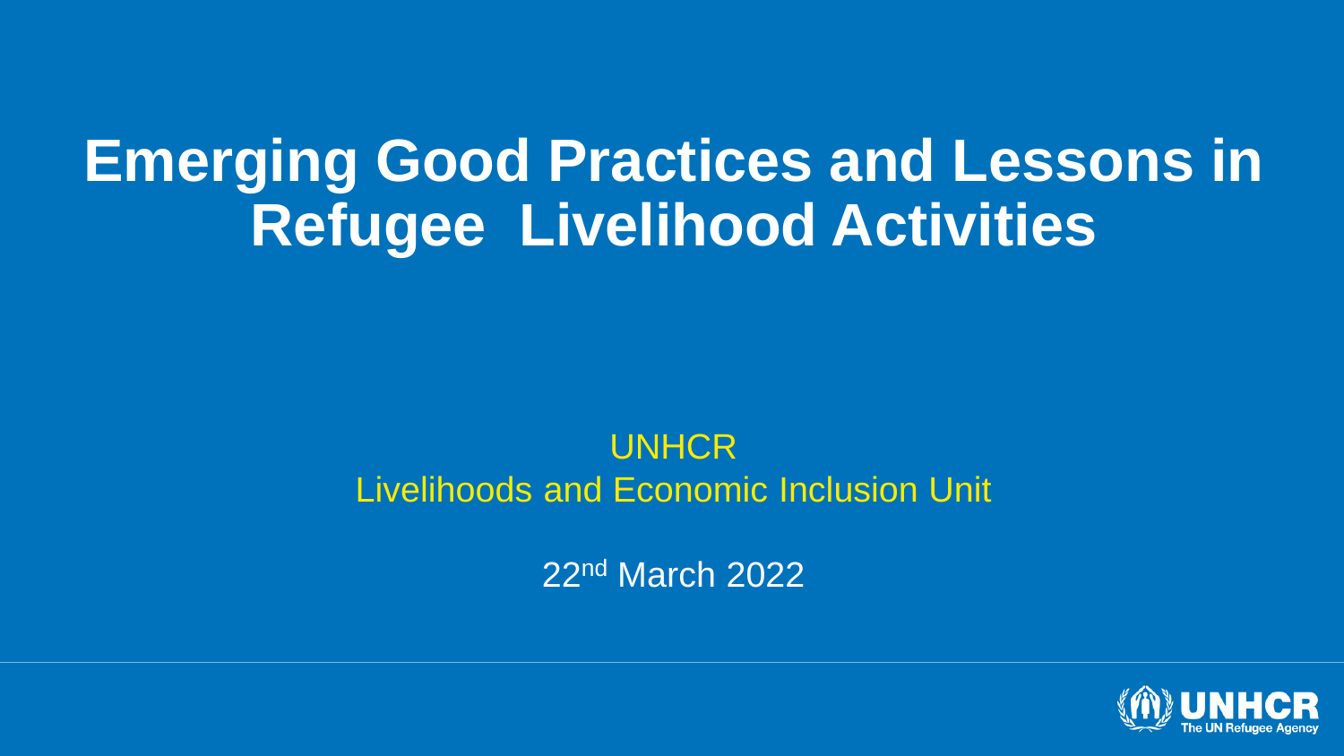# Emerging Good Practices and Lessons in Refugee Livelihood Activities

UNHCR

Livelihoods and Economic Inclusion Unit

22nd March 2022

UNHCR
The UN Refugee Agency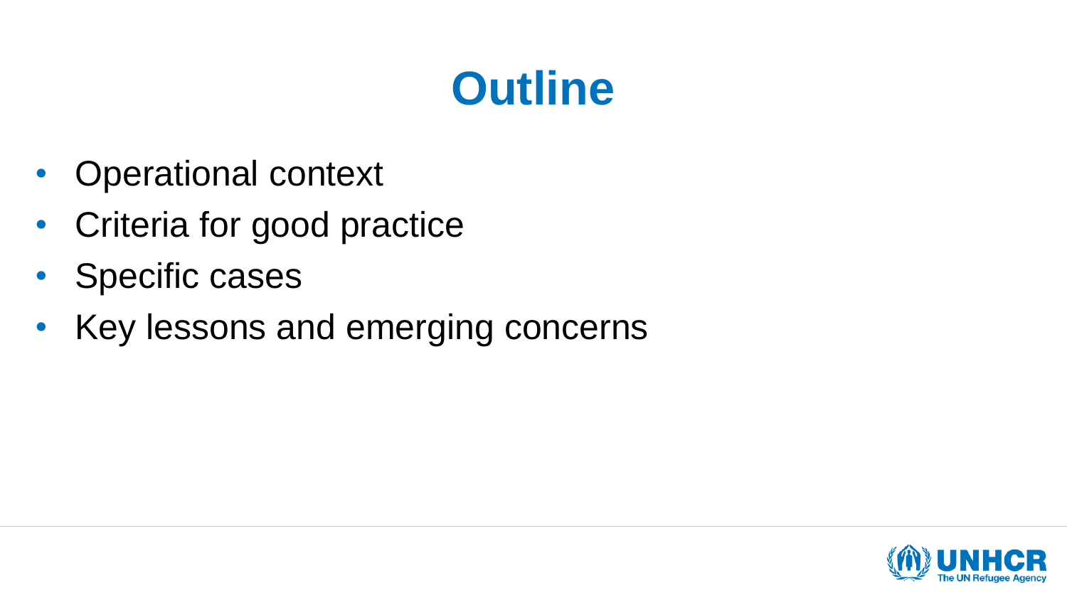# Outline

- Operational context
- Criteria for good practice
- Specific cases
- Key lessons and emerging concerns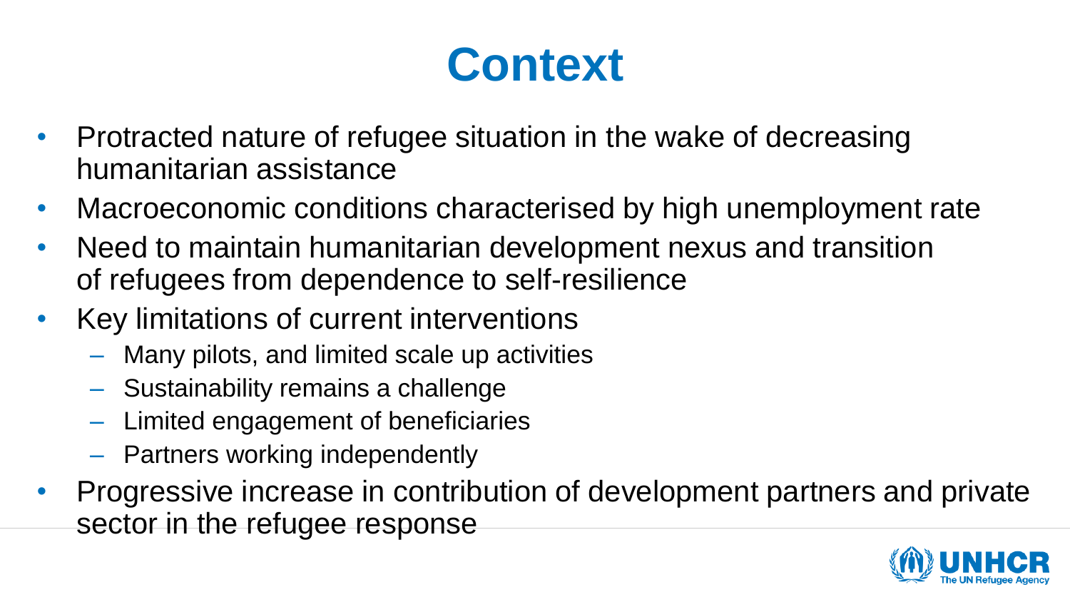# Context

- Protracted nature of refugee situation in the wake of decreasing humanitarian assistance
- Macroeconomic conditions characterised by high unemployment rate
- Need to maintain humanitarian development nexus and transition of refugees from dependence to self-resilience
- Key limitations of current interventions
  - Many pilots, and limited scale up activities
  - Sustainability remains a challenge
  - Limited engagement of beneficiaries
  - Partners working independently
- Progressive increase in contribution of development partners and private sector in the refugee response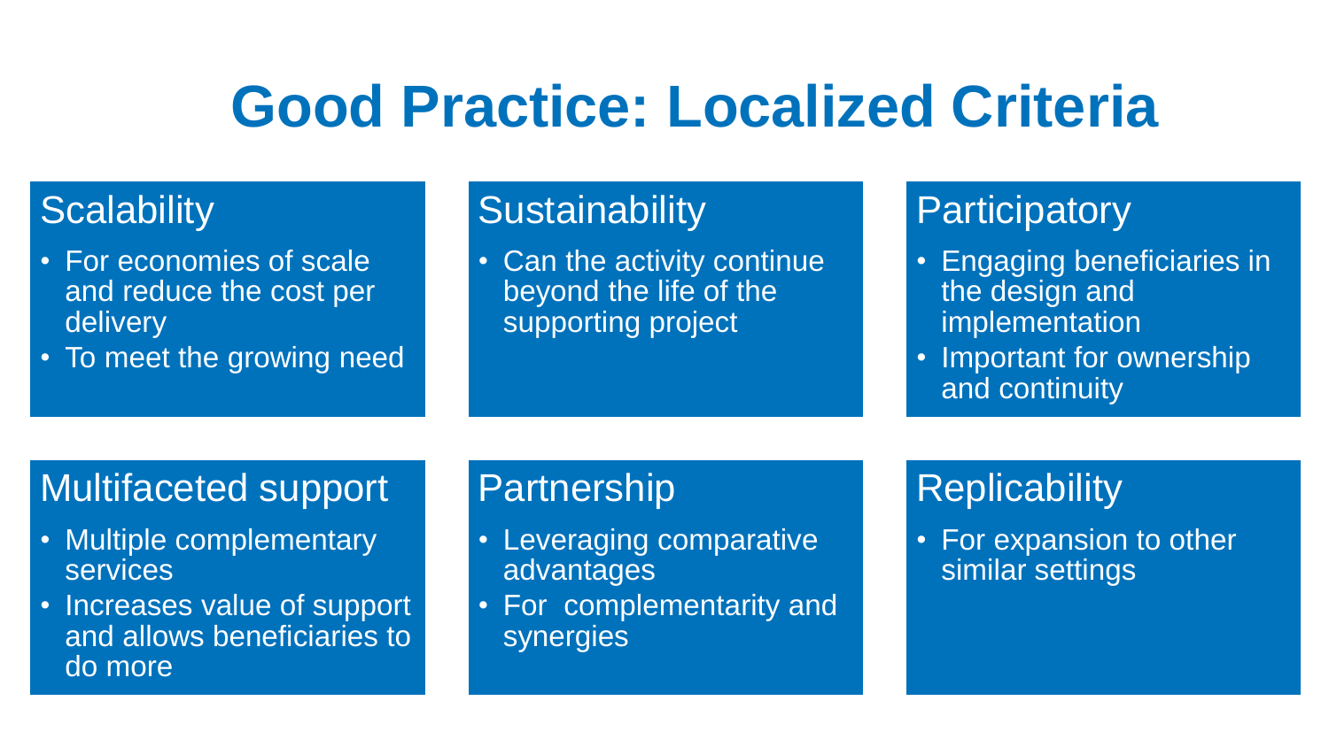# Good Practice: Localized Criteria

## Scalability

- For economies of scale and reduce the cost per delivery
- To meet the growing need

## Sustainability

- Can the activity continue beyond the life of the supporting project

## Participatory

- Engaging beneficiaries in the design and implementation
- Important for ownership and continuity

## Multifaceted support

- Multiple complementary services
- Increases value of support and allows beneficiaries to do more

## Partnership

- Leveraging comparative advantages
- For complementarity and synergies

## Replicability

- For expansion to other similar settings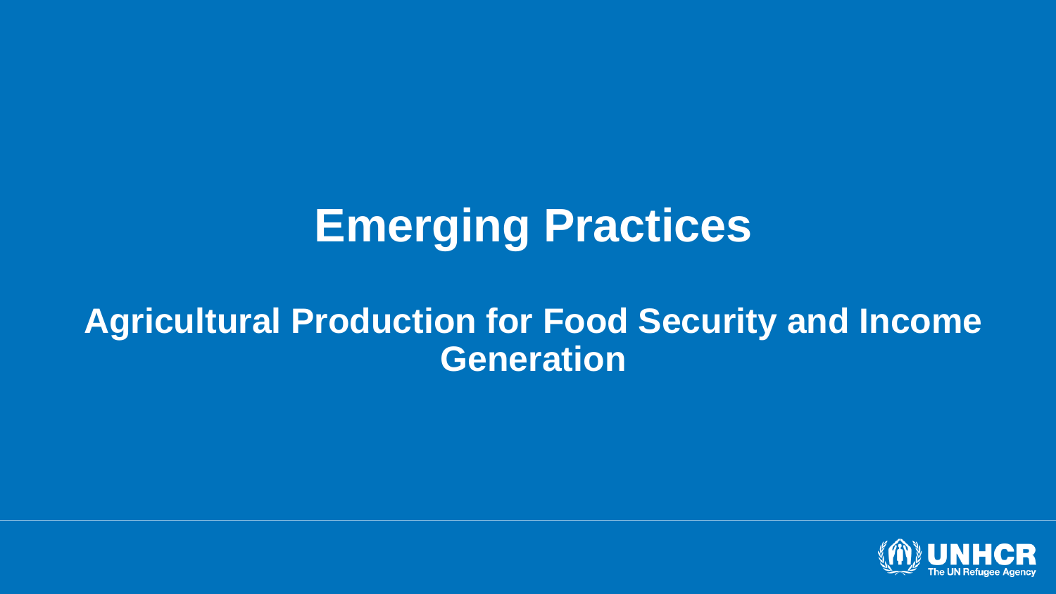# Emerging Practices

## Agricultural Production for Food Security and Income Generation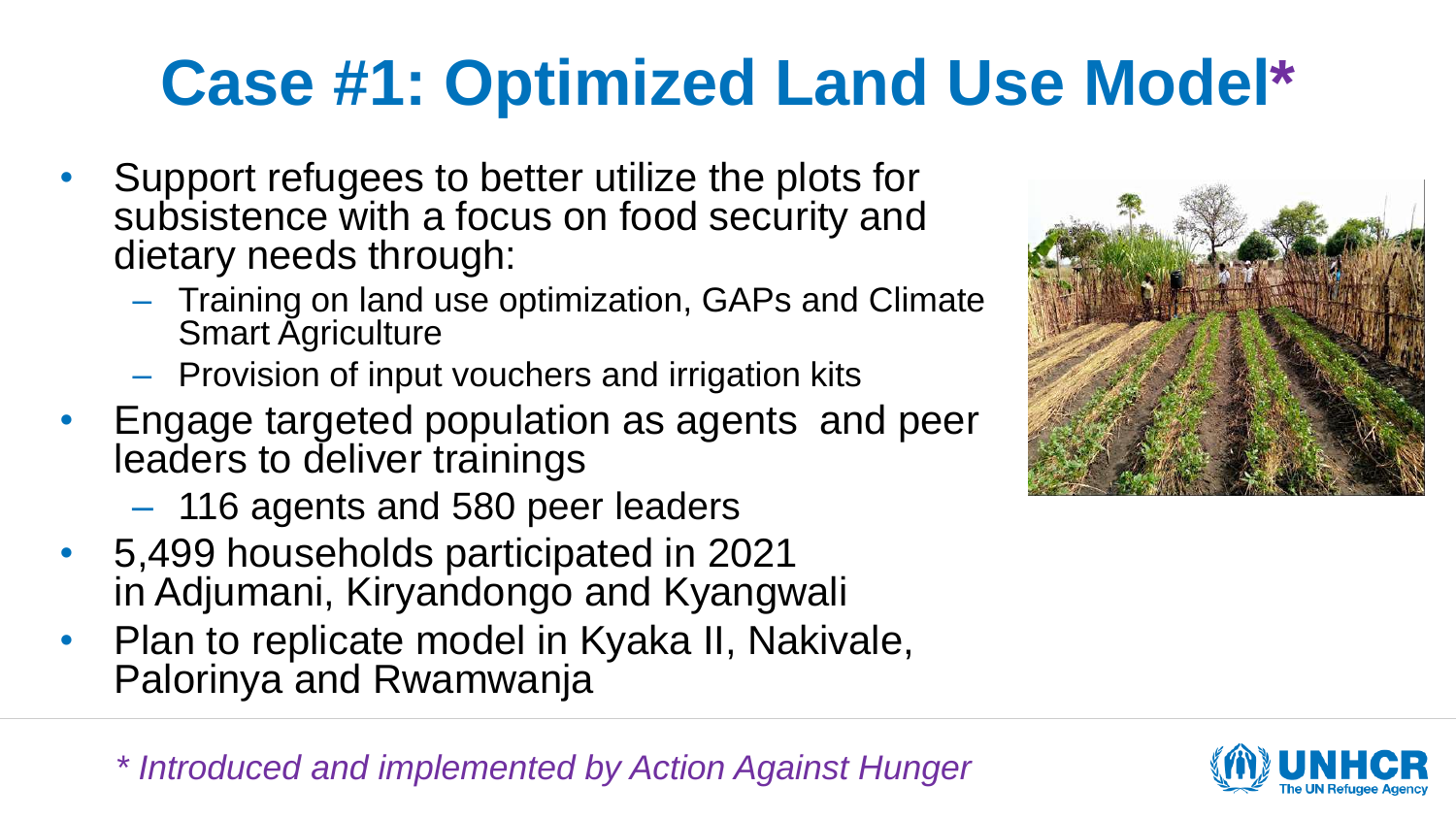# Case #1: Optimized Land Use Model*

- Support refugees to better utilize the plots for subsistence with a focus on food security and dietary needs through:
  - Training on land use optimization, GAPs and Climate Smart Agriculture
  - Provision of input vouchers and irrigation kits
- Engage targeted population as agents and peer leaders to deliver trainings
  - 116 agents and 580 peer leaders
- 5,499 households participated in 2021 in Adjumani, Kiryandongo and Kyangwali
- Plan to replicate model in Kyaka II, Nakivale, Palorinya and Rwamwanja

*\* Introduced and implemented by Action Against Hunger*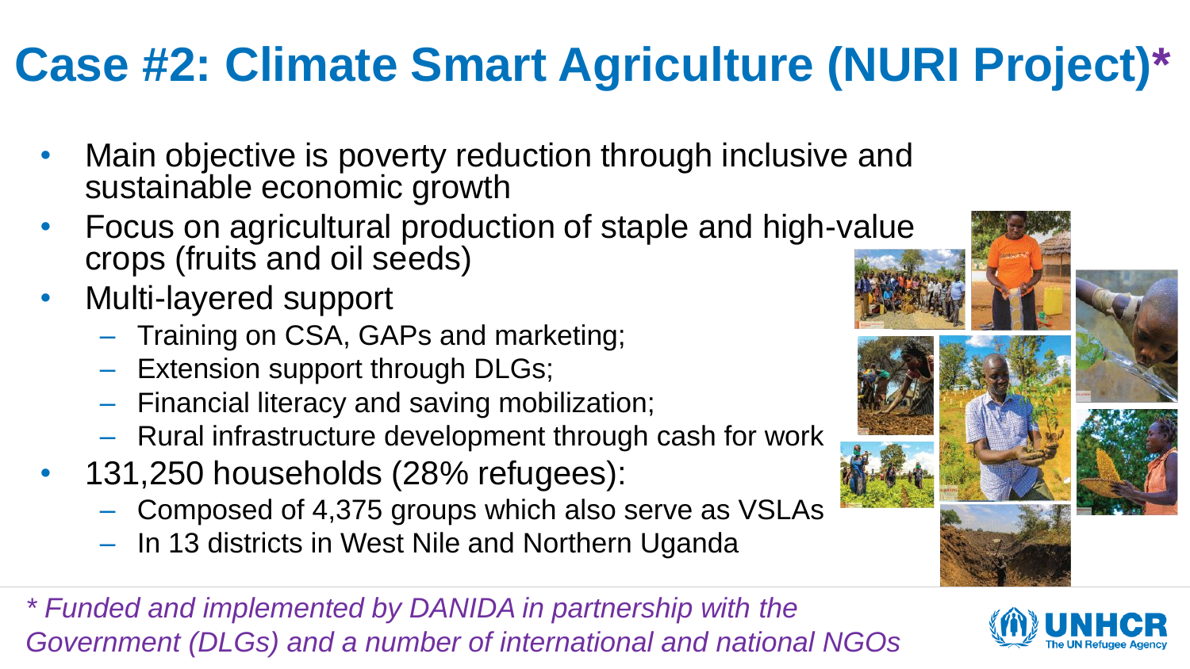# Case #2: Climate Smart Agriculture (NURI Project)*

- Main objective is poverty reduction through inclusive and sustainable economic growth
- Focus on agricultural production of staple and high-value crops (fruits and oil seeds)
- Multi-layered support
  - Training on CSA, GAPs and marketing;
  - Extension support through DLGs;
  - Financial literacy and saving mobilization;
  - Rural infrastructure development through cash for work
- 131,250 households (28% refugees):
  - Composed of 4,375 groups which also serve as VSLAs
  - In 13 districts in West Nile and Northern Uganda

*\* Funded and implemented by DANIDA in partnership with the Government (DLGs) and a number of international and national NGOs*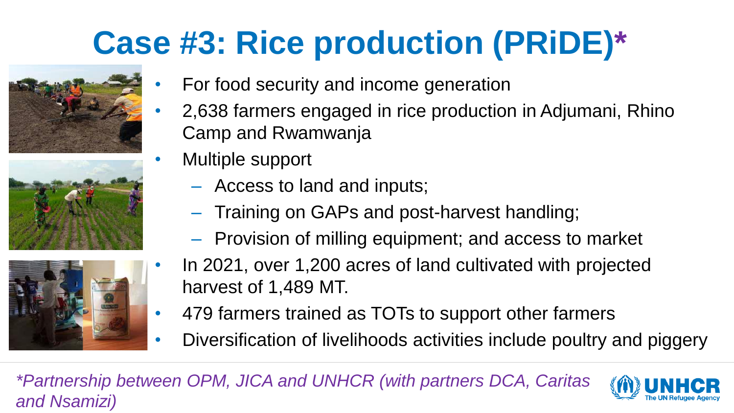# Case #3: Rice production (PRiDE)*

- For food security and income generation
- 2,638 farmers engaged in rice production in Adjumani, Rhino Camp and Rwamwanja
- Multiple support
  - Access to land and inputs;
  - Training on GAPs and post-harvest handling;
  - Provision of milling equipment; and access to market
- In 2021, over 1,200 acres of land cultivated with projected harvest of 1,489 MT.
- 479 farmers trained as TOTs to support other farmers
- Diversification of livelihoods activities include poultry and piggery

*\*Partnership between OPM, JICA and UNHCR (with partners DCA, Caritas and Nsamizi)*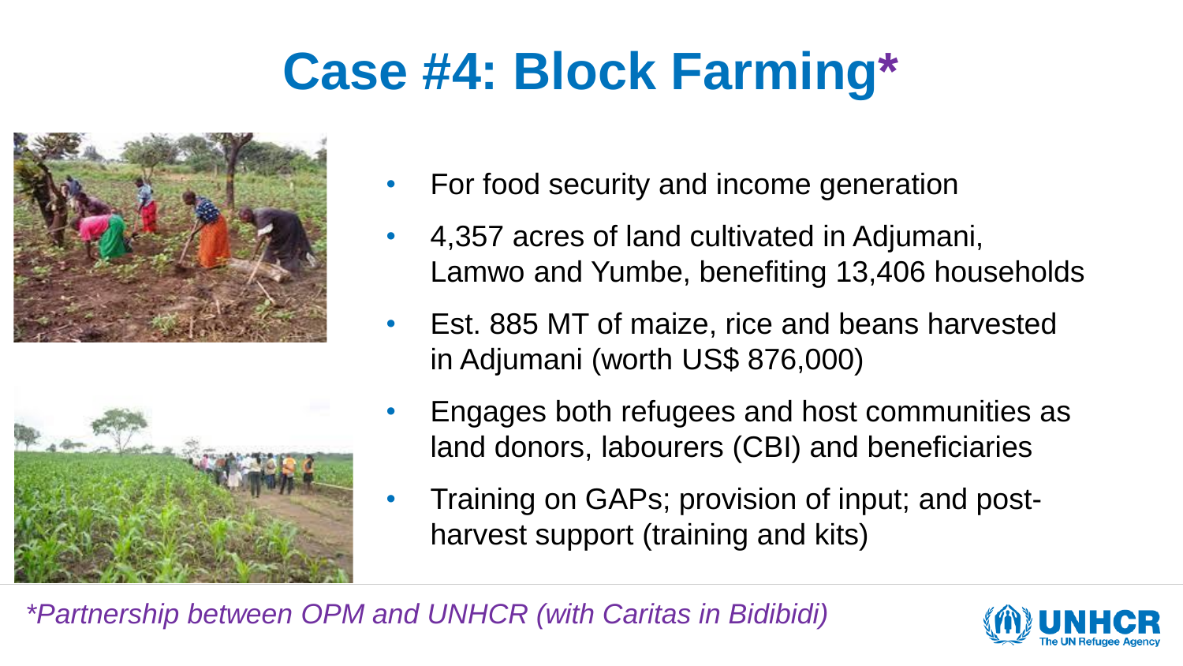# Case #4: Block Farming*

- For food security and income generation
- 4,357 acres of land cultivated in Adjumani, Lamwo and Yumbe, benefiting 13,406 households
- Est. 885 MT of maize, rice and beans harvested in Adjumani (worth US$ 876,000)
- Engages both refugees and host communities as land donors, labourers (CBI) and beneficiaries
- Training on GAPs; provision of input; and post-harvest support (training and kits)

*\*Partnership between OPM and UNHCR (with Caritas in Bidibidi)*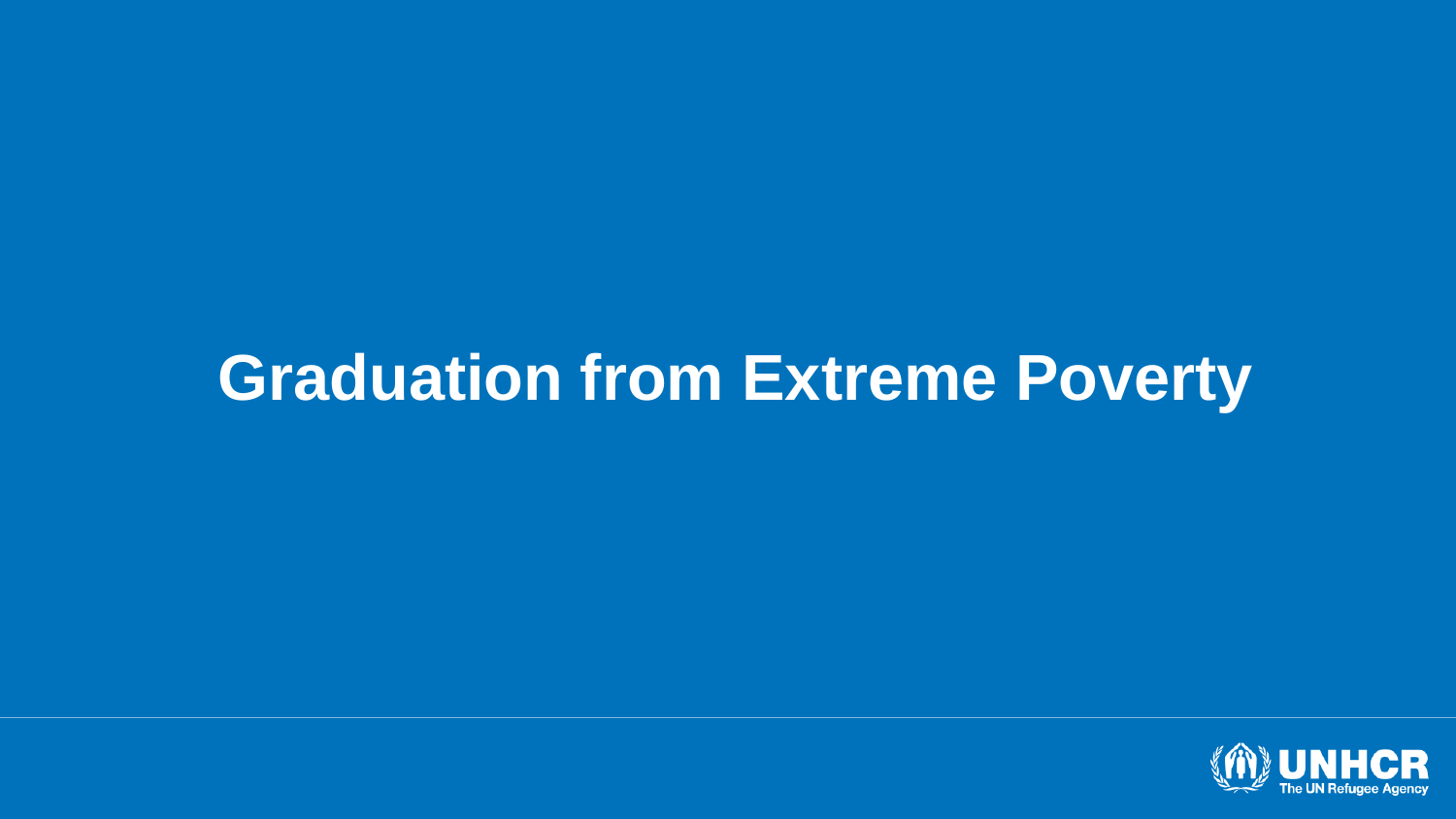# Graduation from Extreme Poverty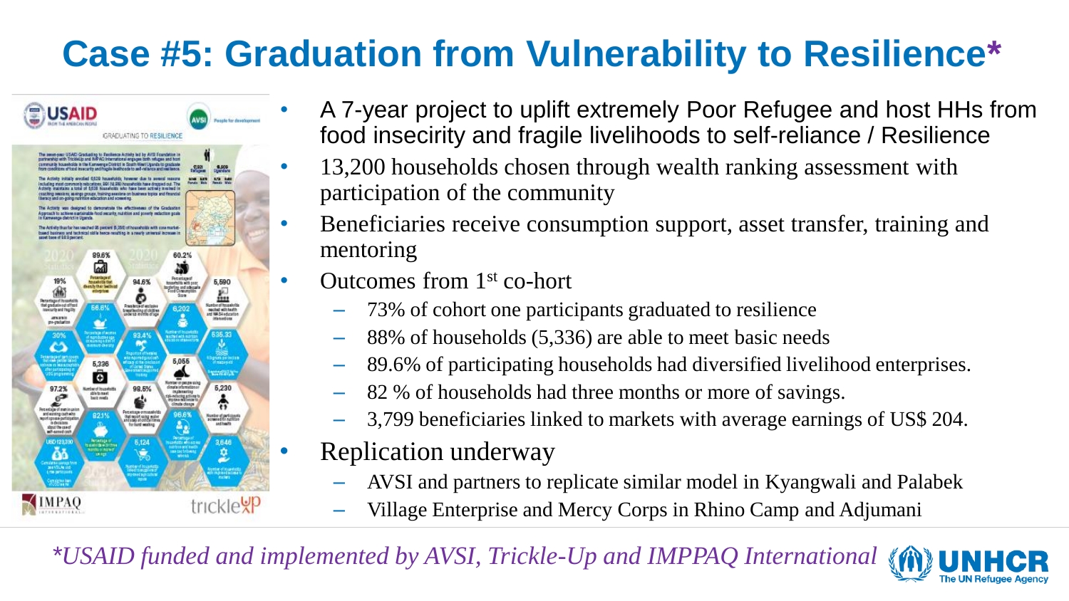# Case #5: Graduation from Vulnerability to Resilience*

- A 7-year project to uplift extremely Poor Refugee and host HHs from food insecirity and fragile livelihoods to self-reliance / Resilience
- 13,200 households chosen through wealth ranking assessment with participation of the community
- Beneficiaries receive consumption support, asset transfer, training and mentoring
- Outcomes from 1st co-hort
  - 73% of cohort one participants graduated to resilience
  - 88% of households (5,336) are able to meet basic needs
  - 89.6% of participating households had diversified livelihood enterprises.
  - 82 % of households had three months or more of savings.
  - 3,799 beneficiaries linked to markets with average earnings of US$ 204.
- Replication underway
  - AVSI and partners to replicate similar model in Kyangwali and Palabek
  - Village Enterprise and Mercy Corps in Rhino Camp and Adjumani

*\*USAID funded and implemented by AVSI, Trickle-Up and IMPPAQ International*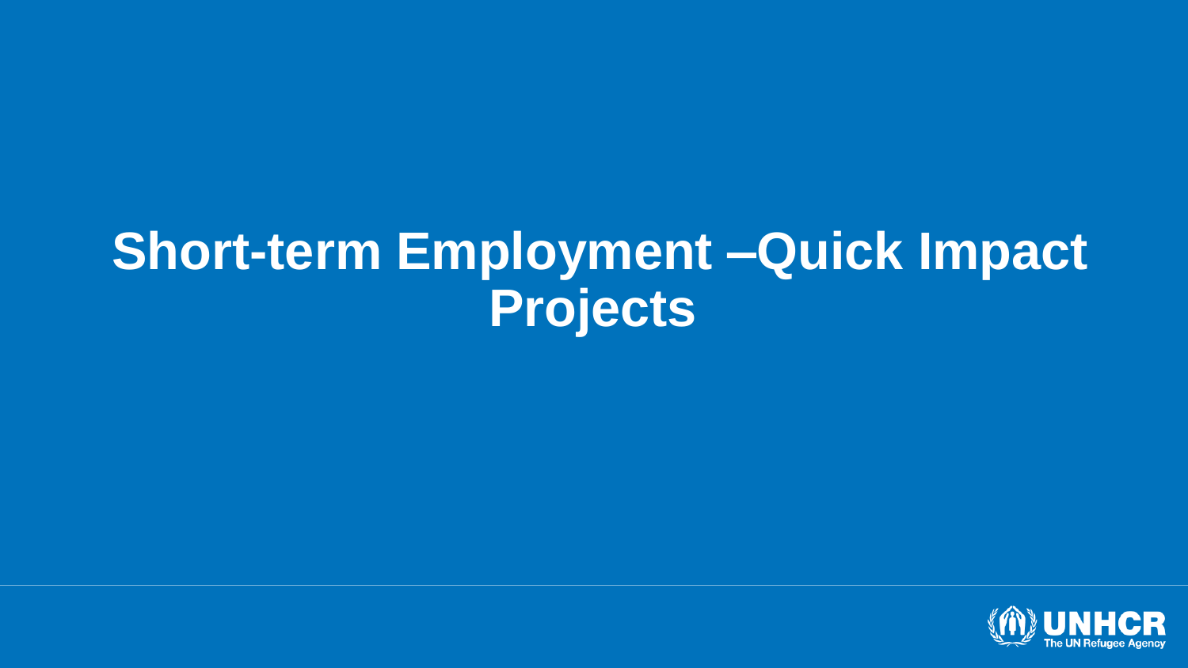# Short-term Employment –Quick Impact Projects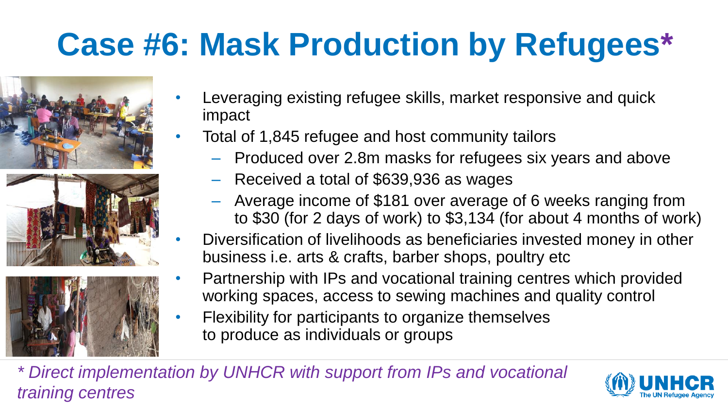# Case #6: Mask Production by Refugees*

- Leveraging existing refugee skills, market responsive and quick impact
- Total of 1,845 refugee and host community tailors
  - Produced over 2.8m masks for refugees six years and above
  - Received a total of $639,936 as wages
  - Average income of $181 over average of 6 weeks ranging from to $30 (for 2 days of work) to $3,134 (for about 4 months of work)
- Diversification of livelihoods as beneficiaries invested money in other business i.e. arts & crafts, barber shops, poultry etc
- Partnership with IPs and vocational training centres which provided working spaces, access to sewing machines and quality control
- Flexibility for participants to organize themselves to produce as individuals or groups

*\* Direct implementation by UNHCR with support from IPs and vocational training centres*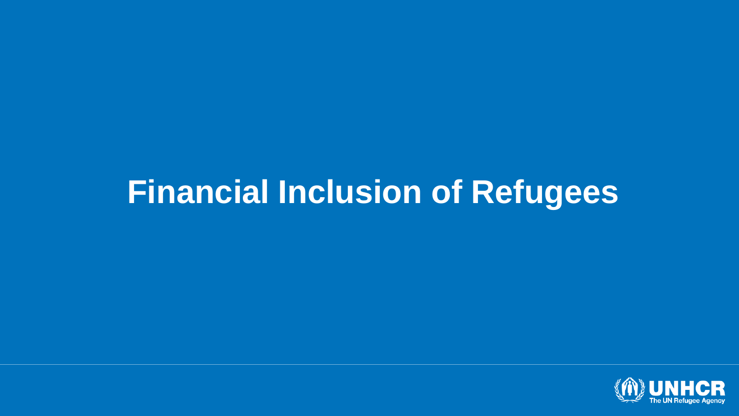# Financial Inclusion of Refugees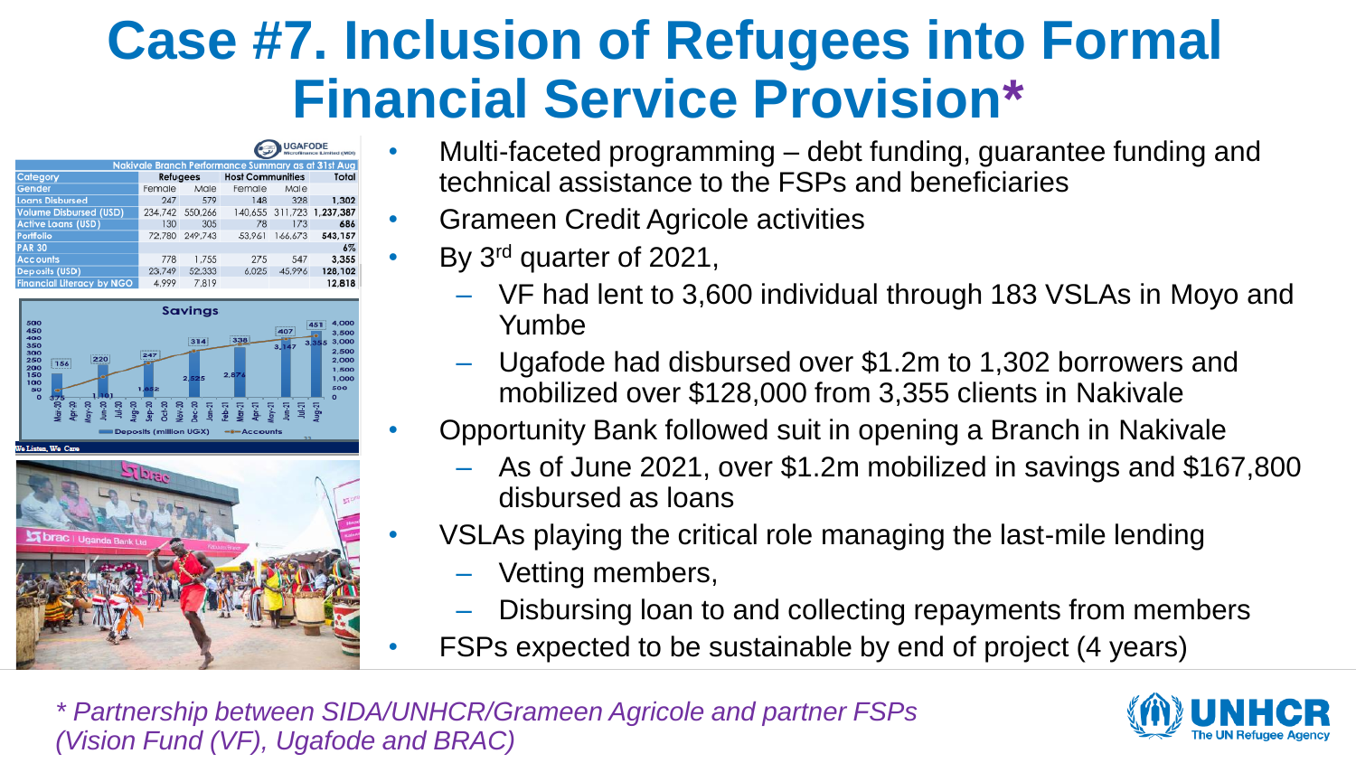# Case #7. Inclusion of Refugees into Formal Financial Service Provision*

UGAFODE Microfinance Limited (MDI)

| Nakivale Branch Performance Summary as at 31st Aug | | | | | |
|---|---|---|---|---|---|
| Category | Refugees | | Host Communities | | Total |
| Gender | Female | Male | Female | Male | |
| Loans Disbursed | 247 | 579 | 148 | 328 | 1,302 |
| Volume Disbursed (USD) | 234,742 | 550,266 | 140,655 | 311,723 | 1,237,387 |
| Active Loans (USD) | 130 | 305 | 78 | 173 | 686 |
| Portfolio | 72,780 | 249,743 | 53,961 | 166,673 | 543,157 |
| PAR 30 | | | | | 6% |
| Accounts | 778 | 1,755 | 275 | 547 | 3,355 |
| Deposits (USD) | 23,749 | 52,333 | 6,025 | 45,996 | 128,102 |
| Financial Literacy by NGO | 4,999 | 7,819 | | | 12,818 |

Savings

We Listen, We Care

- Multi-faceted programming – debt funding, guarantee funding and technical assistance to the FSPs and beneficiaries
- Grameen Credit Agricole activities
- By 3rd quarter of 2021,
  - VF had lent to 3,600 individual through 183 VSLAs in Moyo and Yumbe
  - Ugafode had disbursed over $1.2m to 1,302 borrowers and mobilized over $128,000 from 3,355 clients in Nakivale
- Opportunity Bank followed suit in opening a Branch in Nakivale
  - As of June 2021, over $1.2m mobilized in savings and $167,800 disbursed as loans
- VSLAs playing the critical role managing the last-mile lending
  - Vetting members,
  - Disbursing loan to and collecting repayments from members
- FSPs expected to be sustainable by end of project (4 years)

*\* Partnership between SIDA/UNHCR/Grameen Agricole and partner FSPs (Vision Fund (VF), Ugafode and BRAC)*

UNHCR The UN Refugee Agency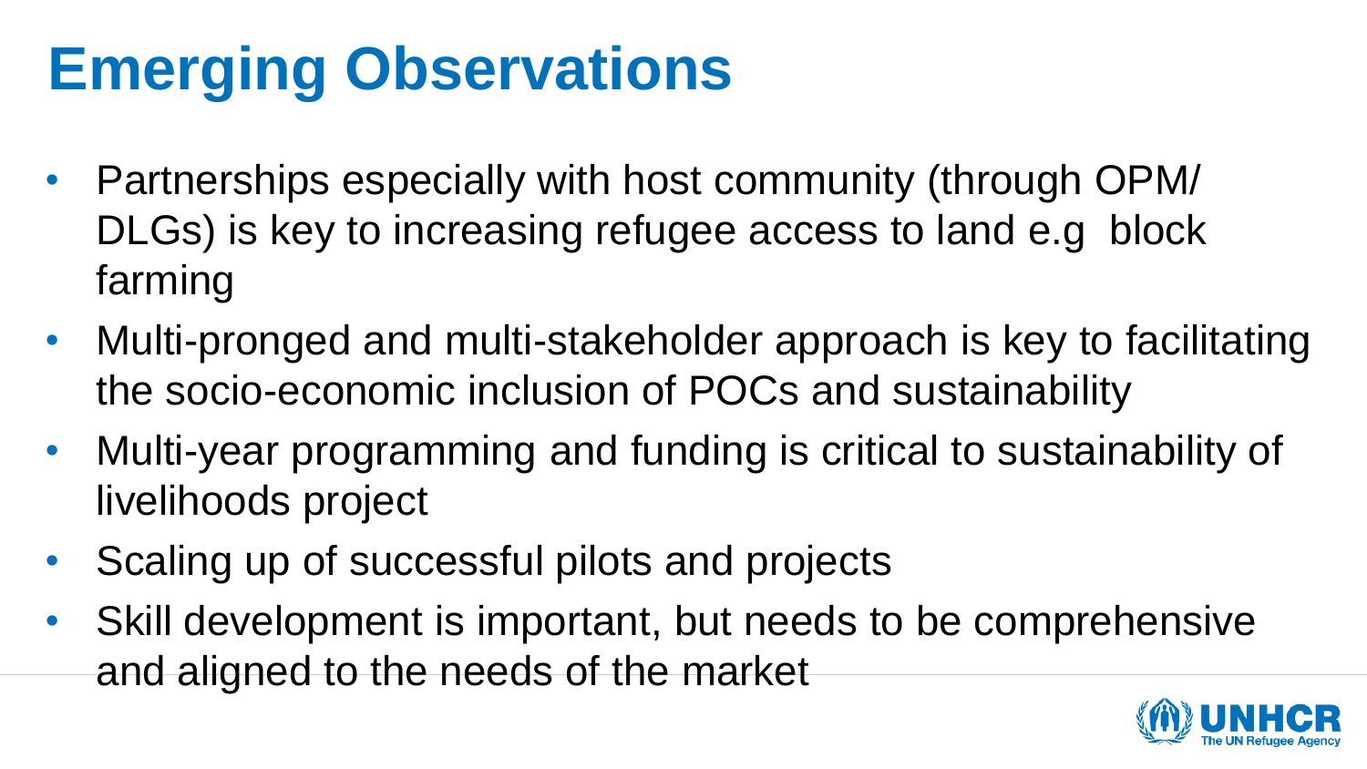# Emerging Observations

- Partnerships especially with host community (through OPM/ DLGs) is key to increasing refugee access to land e.g block farming
- Multi-pronged and multi-stakeholder approach is key to facilitating the socio-economic inclusion of POCs and sustainability
- Multi-year programming and funding is critical to sustainability of livelihoods project
- Scaling up of successful pilots and projects
- Skill development is important, but needs to be comprehensive and aligned to the needs of the market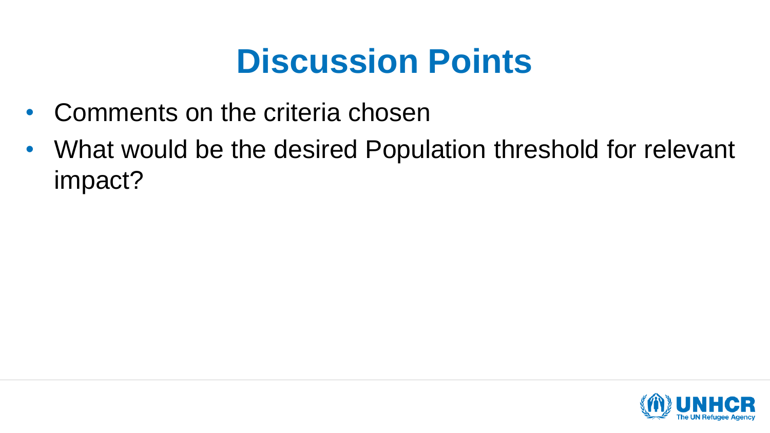# Discussion Points

- Comments on the criteria chosen
- What would be the desired Population threshold for relevant impact?